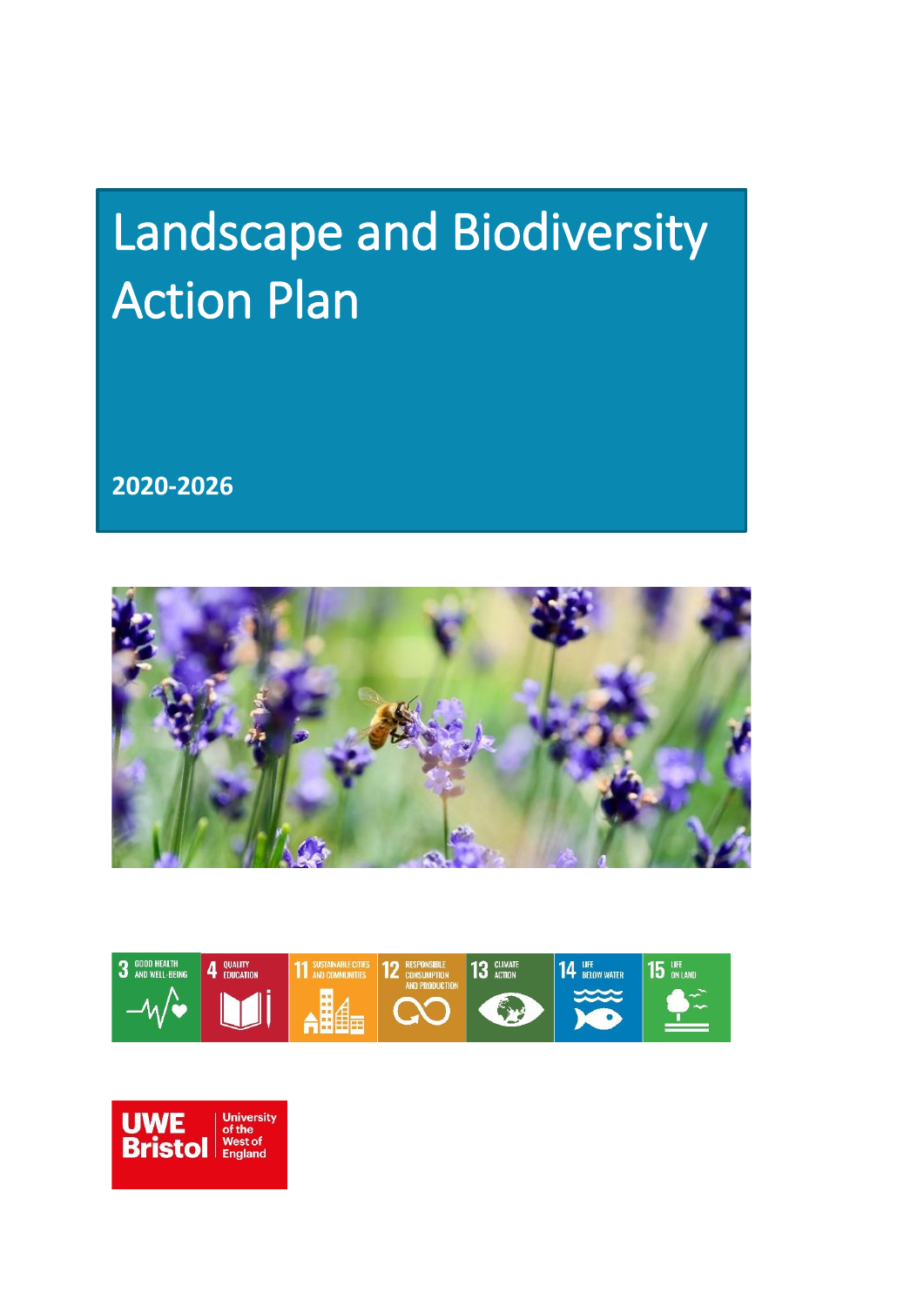# Landscape and Biodiversity Action Plan

**2020-2026**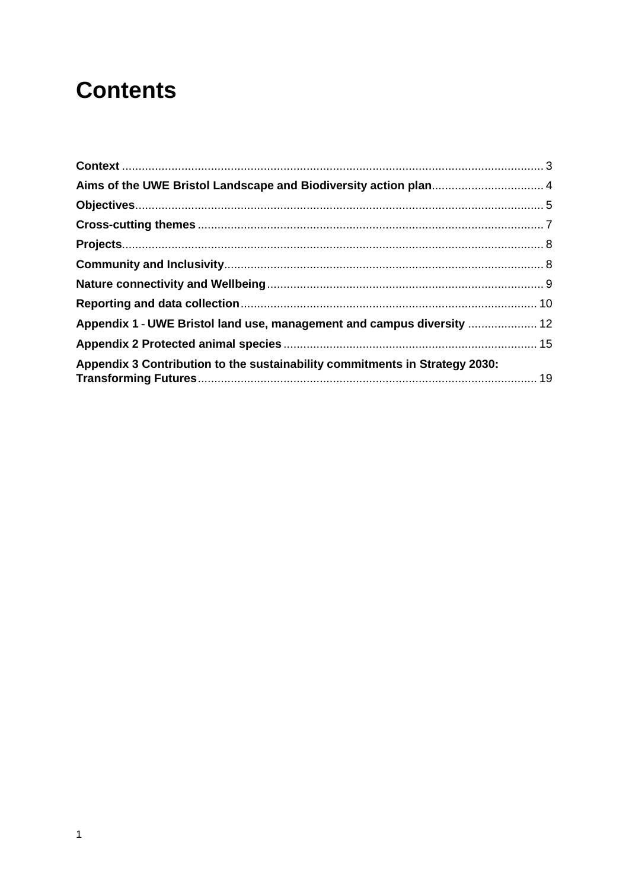# Contents

**Context** .............................................................................................................................. 3

**Aims of the UWE Bristol Landscape and Biodiversity action plan**.................................. 4

**Objectives**.......................................................................................................................... 5

**Cross-cutting themes** ........................................................................................................ 7

**Projects**.............................................................................................................................. 8

**Community and Inclusivity**................................................................................................ 8

**Nature connectivity and Wellbeing**................................................................................... 9

**Reporting and data collection**......................................................................................... 10

**Appendix 1 - UWE Bristol land use, management and campus diversity** ..................... 12

**Appendix 2 Protected animal species** ............................................................................ 15

**Appendix 3 Contribution to the sustainability commitments in Strategy 2030: Transforming Futures**...................................................................................................... 19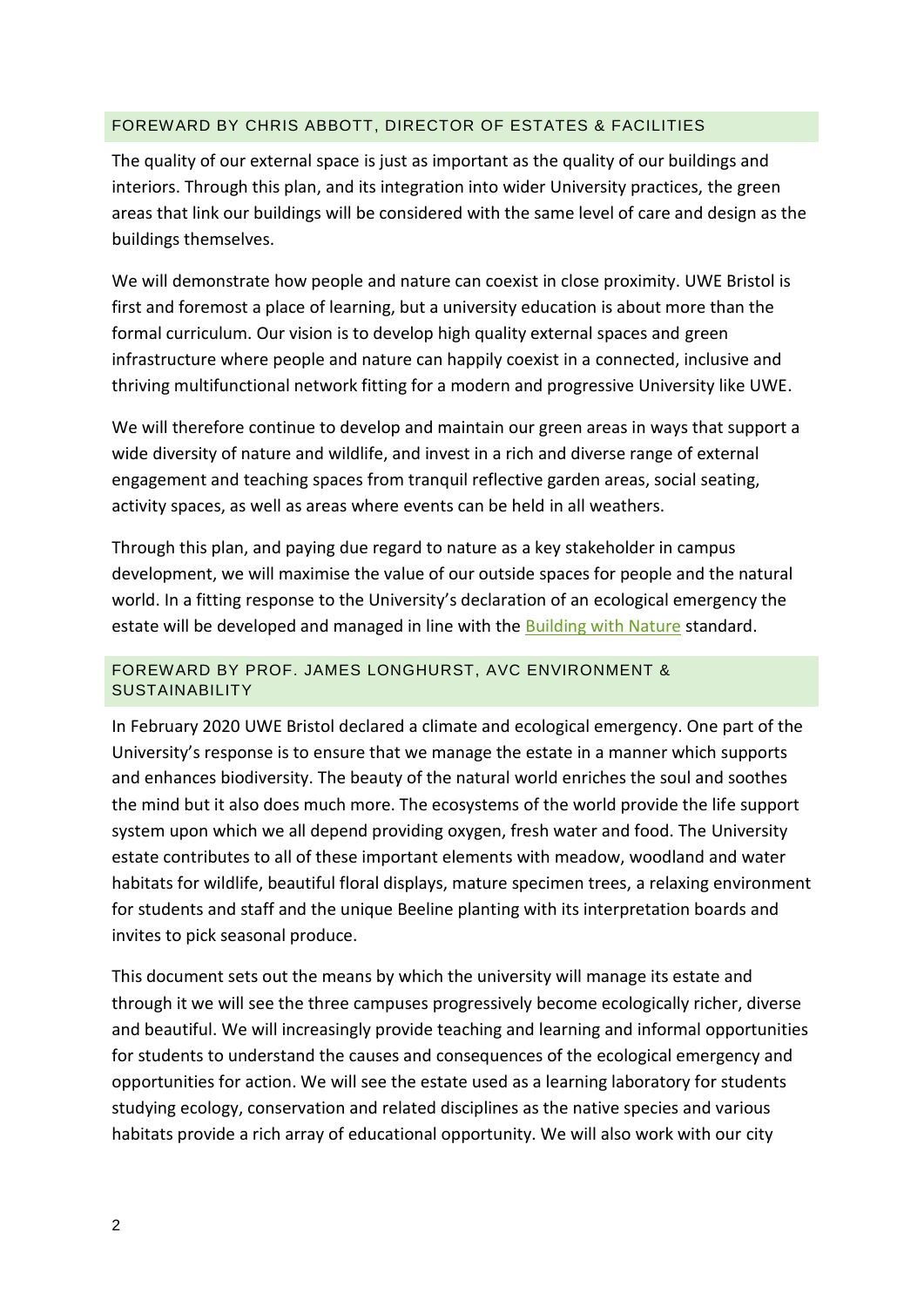## FOREWARD BY CHRIS ABBOTT, DIRECTOR OF ESTATES & FACILITIES

The quality of our external space is just as important as the quality of our buildings and interiors. Through this plan, and its integration into wider University practices, the green areas that link our buildings will be considered with the same level of care and design as the buildings themselves.

We will demonstrate how people and nature can coexist in close proximity. UWE Bristol is first and foremost a place of learning, but a university education is about more than the formal curriculum. Our vision is to develop high quality external spaces and green infrastructure where people and nature can happily coexist in a connected, inclusive and thriving multifunctional network fitting for a modern and progressive University like UWE.

We will therefore continue to develop and maintain our green areas in ways that support a wide diversity of nature and wildlife, and invest in a rich and diverse range of external engagement and teaching spaces from tranquil reflective garden areas, social seating, activity spaces, as well as areas where events can be held in all weathers.

Through this plan, and paying due regard to nature as a key stakeholder in campus development, we will maximise the value of our outside spaces for people and the natural world. In a fitting response to the University's declaration of an ecological emergency the estate will be developed and managed in line with the Building with Nature standard.

## FOREWARD BY PROF. JAMES LONGHURST, AVC ENVIRONMENT & SUSTAINABILITY

In February 2020 UWE Bristol declared a climate and ecological emergency. One part of the University's response is to ensure that we manage the estate in a manner which supports and enhances biodiversity. The beauty of the natural world enriches the soul and soothes the mind but it also does much more. The ecosystems of the world provide the life support system upon which we all depend providing oxygen, fresh water and food. The University estate contributes to all of these important elements with meadow, woodland and water habitats for wildlife, beautiful floral displays, mature specimen trees, a relaxing environment for students and staff and the unique Beeline planting with its interpretation boards and invites to pick seasonal produce.

This document sets out the means by which the university will manage its estate and through it we will see the three campuses progressively become ecologically richer, diverse and beautiful. We will increasingly provide teaching and learning and informal opportunities for students to understand the causes and consequences of the ecological emergency and opportunities for action. We will see the estate used as a learning laboratory for students studying ecology, conservation and related disciplines as the native species and various habitats provide a rich array of educational opportunity. We will also work with our city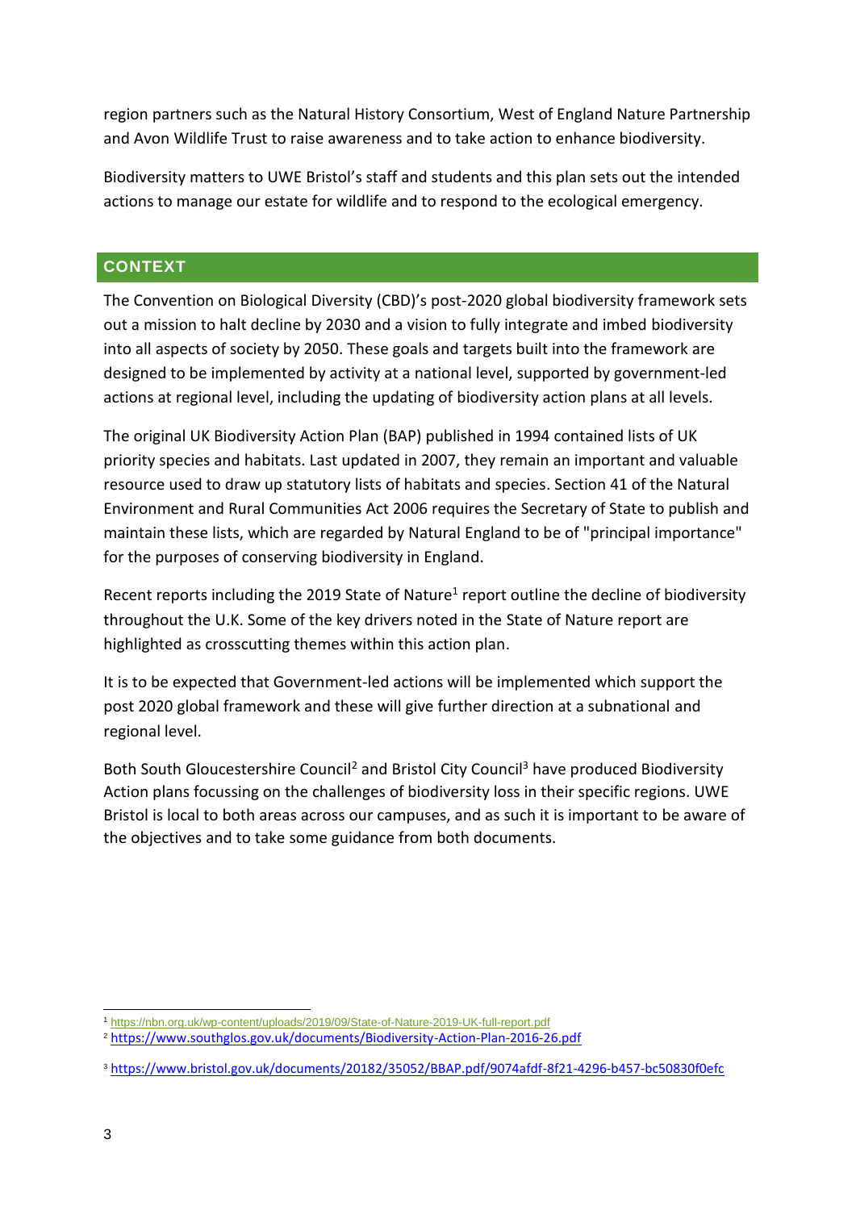region partners such as the Natural History Consortium, West of England Nature Partnership and Avon Wildlife Trust to raise awareness and to take action to enhance biodiversity.

Biodiversity matters to UWE Bristol's staff and students and this plan sets out the intended actions to manage our estate for wildlife and to respond to the ecological emergency.

## CONTEXT

The Convention on Biological Diversity (CBD)'s post-2020 global biodiversity framework sets out a mission to halt decline by 2030 and a vision to fully integrate and imbed biodiversity into all aspects of society by 2050. These goals and targets built into the framework are designed to be implemented by activity at a national level, supported by government-led actions at regional level, including the updating of biodiversity action plans at all levels.

The original UK Biodiversity Action Plan (BAP) published in 1994 contained lists of UK priority species and habitats. Last updated in 2007, they remain an important and valuable resource used to draw up statutory lists of habitats and species. Section 41 of the Natural Environment and Rural Communities Act 2006 requires the Secretary of State to publish and maintain these lists, which are regarded by Natural England to be of "principal importance" for the purposes of conserving biodiversity in England.

Recent reports including the 2019 State of Nature[1] report outline the decline of biodiversity throughout the U.K. Some of the key drivers noted in the State of Nature report are highlighted as crosscutting themes within this action plan.

It is to be expected that Government-led actions will be implemented which support the post 2020 global framework and these will give further direction at a subnational and regional level.

Both South Gloucestershire Council[2] and Bristol City Council[3] have produced Biodiversity Action plans focussing on the challenges of biodiversity loss in their specific regions. UWE Bristol is local to both areas across our campuses, and as such it is important to be aware of the objectives and to take some guidance from both documents.

[1] https://nbn.org.uk/wp-content/uploads/2019/09/State-of-Nature-2019-UK-full-report.pdf

[2] https://www.southglos.gov.uk/documents/Biodiversity-Action-Plan-2016-26.pdf

[3] https://www.bristol.gov.uk/documents/20182/35052/BBAP.pdf/9074afdf-8f21-4296-b457-bc50830f0efc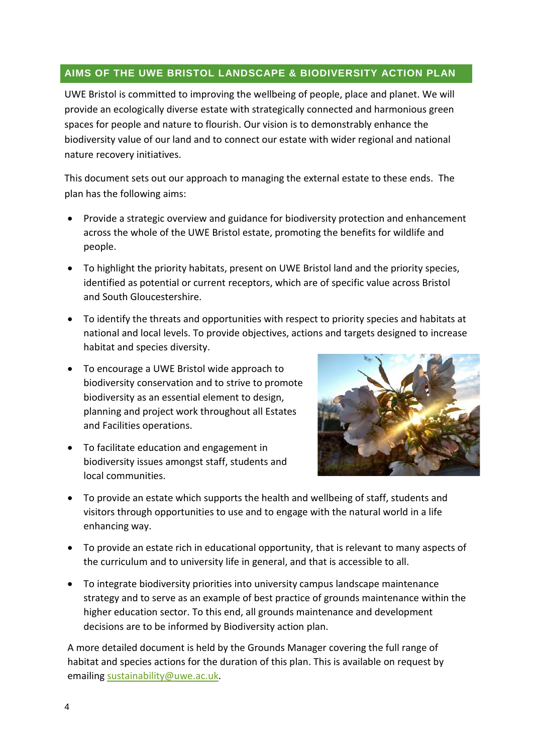## AIMS OF THE UWE BRISTOL LANDSCAPE & BIODIVERSITY ACTION PLAN

UWE Bristol is committed to improving the wellbeing of people, place and planet. We will provide an ecologically diverse estate with strategically connected and harmonious green spaces for people and nature to flourish. Our vision is to demonstrably enhance the biodiversity value of our land and to connect our estate with wider regional and national nature recovery initiatives.

This document sets out our approach to managing the external estate to these ends. The plan has the following aims:

- Provide a strategic overview and guidance for biodiversity protection and enhancement across the whole of the UWE Bristol estate, promoting the benefits for wildlife and people.
- To highlight the priority habitats, present on UWE Bristol land and the priority species, identified as potential or current receptors, which are of specific value across Bristol and South Gloucestershire.
- To identify the threats and opportunities with respect to priority species and habitats at national and local levels. To provide objectives, actions and targets designed to increase habitat and species diversity.
- To encourage a UWE Bristol wide approach to biodiversity conservation and to strive to promote biodiversity as an essential element to design, planning and project work throughout all Estates and Facilities operations.
- To facilitate education and engagement in biodiversity issues amongst staff, students and local communities.
- To provide an estate which supports the health and wellbeing of staff, students and visitors through opportunities to use and to engage with the natural world in a life enhancing way.
- To provide an estate rich in educational opportunity, that is relevant to many aspects of the curriculum and to university life in general, and that is accessible to all.
- To integrate biodiversity priorities into university campus landscape maintenance strategy and to serve as an example of best practice of grounds maintenance within the higher education sector. To this end, all grounds maintenance and development decisions are to be informed by Biodiversity action plan.

A more detailed document is held by the Grounds Manager covering the full range of habitat and species actions for the duration of this plan. This is available on request by emailing sustainability@uwe.ac.uk.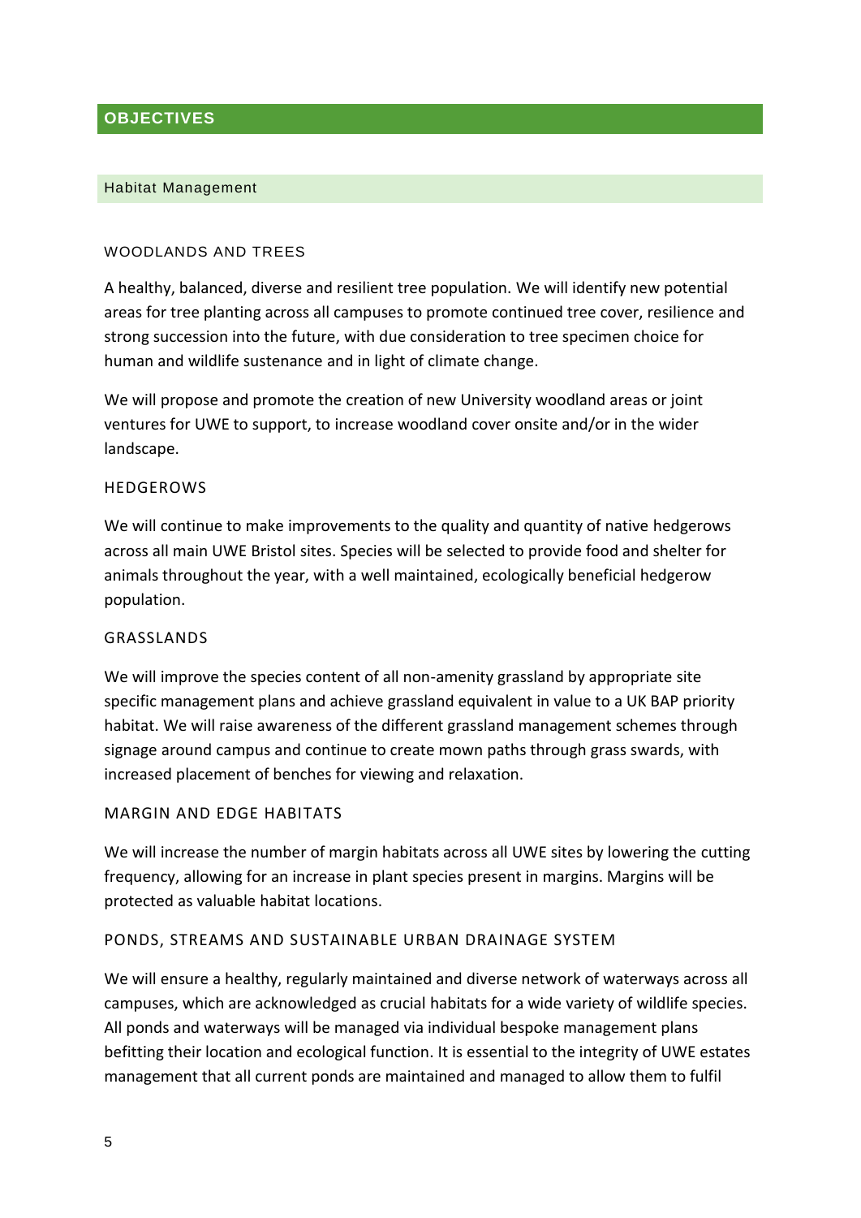## OBJECTIVES

### Habitat Management

#### WOODLANDS AND TREES

A healthy, balanced, diverse and resilient tree population. We will identify new potential areas for tree planting across all campuses to promote continued tree cover, resilience and strong succession into the future, with due consideration to tree specimen choice for human and wildlife sustenance and in light of climate change.

We will propose and promote the creation of new University woodland areas or joint ventures for UWE to support, to increase woodland cover onsite and/or in the wider landscape.

#### HEDGEROWS

We will continue to make improvements to the quality and quantity of native hedgerows across all main UWE Bristol sites. Species will be selected to provide food and shelter for animals throughout the year, with a well maintained, ecologically beneficial hedgerow population.

#### GRASSLANDS

We will improve the species content of all non-amenity grassland by appropriate site specific management plans and achieve grassland equivalent in value to a UK BAP priority habitat. We will raise awareness of the different grassland management schemes through signage around campus and continue to create mown paths through grass swards, with increased placement of benches for viewing and relaxation.

#### MARGIN AND EDGE HABITATS

We will increase the number of margin habitats across all UWE sites by lowering the cutting frequency, allowing for an increase in plant species present in margins. Margins will be protected as valuable habitat locations.

#### PONDS, STREAMS AND SUSTAINABLE URBAN DRAINAGE SYSTEM

We will ensure a healthy, regularly maintained and diverse network of waterways across all campuses, which are acknowledged as crucial habitats for a wide variety of wildlife species. All ponds and waterways will be managed via individual bespoke management plans befitting their location and ecological function. It is essential to the integrity of UWE estates management that all current ponds are maintained and managed to allow them to fulfil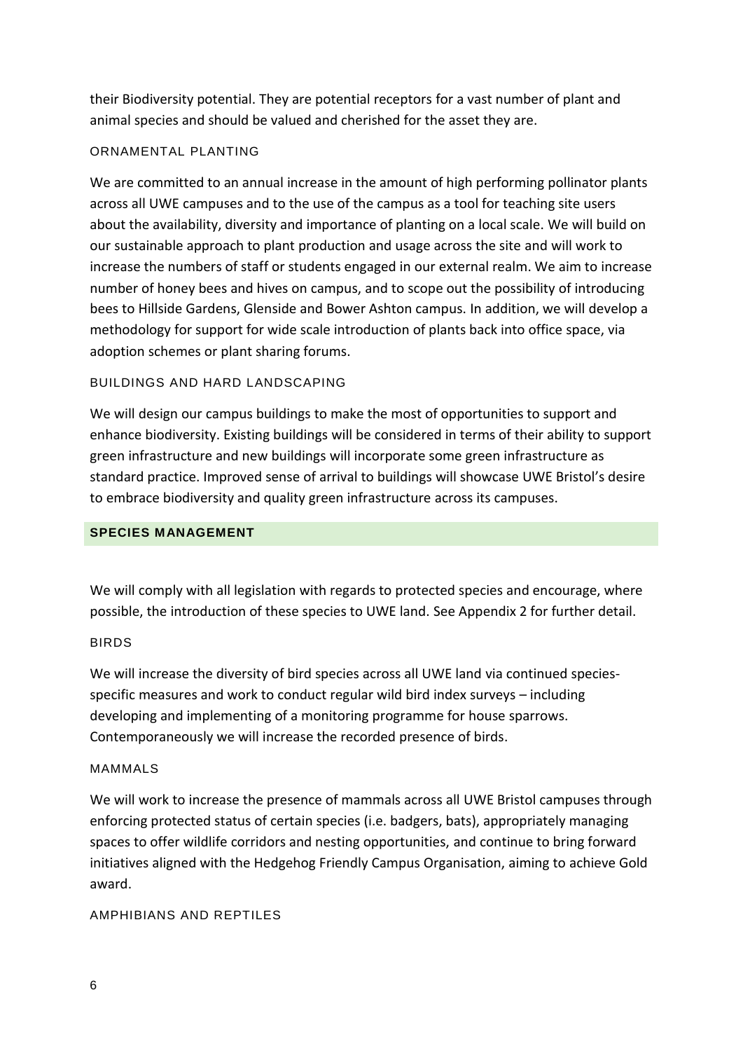their Biodiversity potential. They are potential receptors for a vast number of plant and animal species and should be valued and cherished for the asset they are.

### ORNAMENTAL PLANTING

We are committed to an annual increase in the amount of high performing pollinator plants across all UWE campuses and to the use of the campus as a tool for teaching site users about the availability, diversity and importance of planting on a local scale. We will build on our sustainable approach to plant production and usage across the site and will work to increase the numbers of staff or students engaged in our external realm. We aim to increase number of honey bees and hives on campus, and to scope out the possibility of introducing bees to Hillside Gardens, Glenside and Bower Ashton campus. In addition, we will develop a methodology for support for wide scale introduction of plants back into office space, via adoption schemes or plant sharing forums.

### BUILDINGS AND HARD LANDSCAPING

We will design our campus buildings to make the most of opportunities to support and enhance biodiversity. Existing buildings will be considered in terms of their ability to support green infrastructure and new buildings will incorporate some green infrastructure as standard practice. Improved sense of arrival to buildings will showcase UWE Bristol's desire to embrace biodiversity and quality green infrastructure across its campuses.

## SPECIES MANAGEMENT

We will comply with all legislation with regards to protected species and encourage, where possible, the introduction of these species to UWE land. See Appendix 2 for further detail.

### BIRDS

We will increase the diversity of bird species across all UWE land via continued species-specific measures and work to conduct regular wild bird index surveys – including developing and implementing of a monitoring programme for house sparrows. Contemporaneously we will increase the recorded presence of birds.

### MAMMALS

We will work to increase the presence of mammals across all UWE Bristol campuses through enforcing protected status of certain species (i.e. badgers, bats), appropriately managing spaces to offer wildlife corridors and nesting opportunities, and continue to bring forward initiatives aligned with the Hedgehog Friendly Campus Organisation, aiming to achieve Gold award.

### AMPHIBIANS AND REPTILES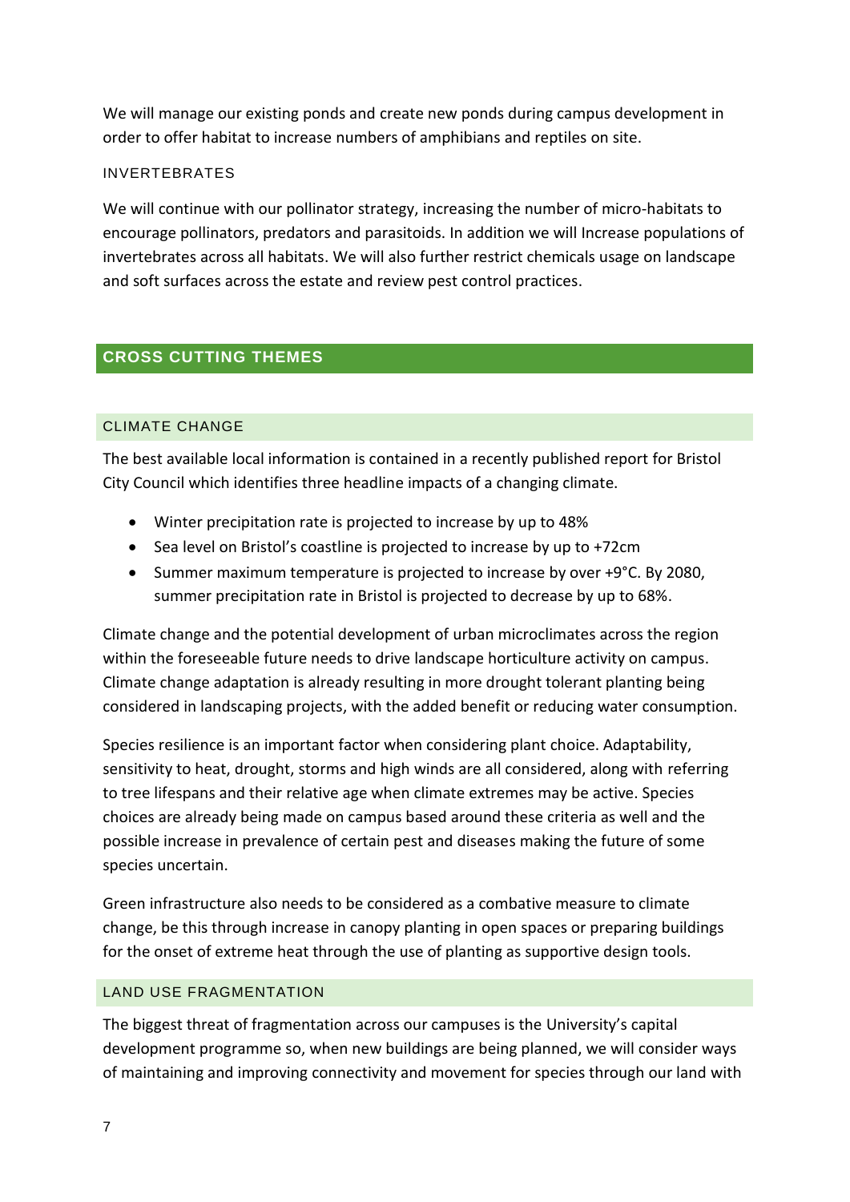We will manage our existing ponds and create new ponds during campus development in order to offer habitat to increase numbers of amphibians and reptiles on site.

### INVERTEBRATES

We will continue with our pollinator strategy, increasing the number of micro-habitats to encourage pollinators, predators and parasitoids. In addition we will Increase populations of invertebrates across all habitats. We will also further restrict chemicals usage on landscape and soft surfaces across the estate and review pest control practices.

## CROSS CUTTING THEMES

### CLIMATE CHANGE

The best available local information is contained in a recently published report for Bristol City Council which identifies three headline impacts of a changing climate.

- Winter precipitation rate is projected to increase by up to 48%
- Sea level on Bristol's coastline is projected to increase by up to +72cm
- Summer maximum temperature is projected to increase by over +9°C. By 2080, summer precipitation rate in Bristol is projected to decrease by up to 68%.

Climate change and the potential development of urban microclimates across the region within the foreseeable future needs to drive landscape horticulture activity on campus. Climate change adaptation is already resulting in more drought tolerant planting being considered in landscaping projects, with the added benefit or reducing water consumption.

Species resilience is an important factor when considering plant choice. Adaptability, sensitivity to heat, drought, storms and high winds are all considered, along with referring to tree lifespans and their relative age when climate extremes may be active. Species choices are already being made on campus based around these criteria as well and the possible increase in prevalence of certain pest and diseases making the future of some species uncertain.

Green infrastructure also needs to be considered as a combative measure to climate change, be this through increase in canopy planting in open spaces or preparing buildings for the onset of extreme heat through the use of planting as supportive design tools.

### LAND USE FRAGMENTATION

The biggest threat of fragmentation across our campuses is the University's capital development programme so, when new buildings are being planned, we will consider ways of maintaining and improving connectivity and movement for species through our land with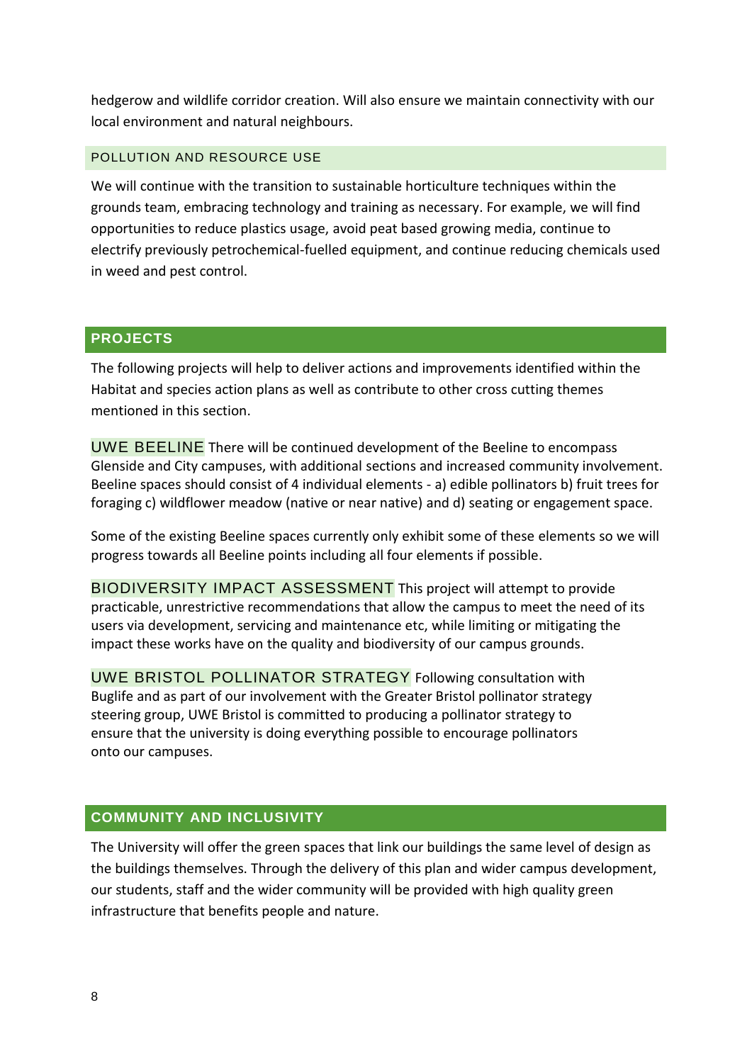hedgerow and wildlife corridor creation. Will also ensure we maintain connectivity with our local environment and natural neighbours.

### POLLUTION AND RESOURCE USE

We will continue with the transition to sustainable horticulture techniques within the grounds team, embracing technology and training as necessary. For example, we will find opportunities to reduce plastics usage, avoid peat based growing media, continue to electrify previously petrochemical-fuelled equipment, and continue reducing chemicals used in weed and pest control.

## PROJECTS

The following projects will help to deliver actions and improvements identified within the Habitat and species action plans as well as contribute to other cross cutting themes mentioned in this section.

**UWE BEELINE** There will be continued development of the Beeline to encompass Glenside and City campuses, with additional sections and increased community involvement. Beeline spaces should consist of 4 individual elements - a) edible pollinators b) fruit trees for foraging c) wildflower meadow (native or near native) and d) seating or engagement space.

Some of the existing Beeline spaces currently only exhibit some of these elements so we will progress towards all Beeline points including all four elements if possible.

**BIODIVERSITY IMPACT ASSESSMENT** This project will attempt to provide practicable, unrestrictive recommendations that allow the campus to meet the need of its users via development, servicing and maintenance etc, while limiting or mitigating the impact these works have on the quality and biodiversity of our campus grounds.

**UWE BRISTOL POLLINATOR STRATEGY** Following consultation with Buglife and as part of our involvement with the Greater Bristol pollinator strategy steering group, UWE Bristol is committed to producing a pollinator strategy to ensure that the university is doing everything possible to encourage pollinators onto our campuses.

## COMMUNITY AND INCLUSIVITY

The University will offer the green spaces that link our buildings the same level of design as the buildings themselves. Through the delivery of this plan and wider campus development, our students, staff and the wider community will be provided with high quality green infrastructure that benefits people and nature.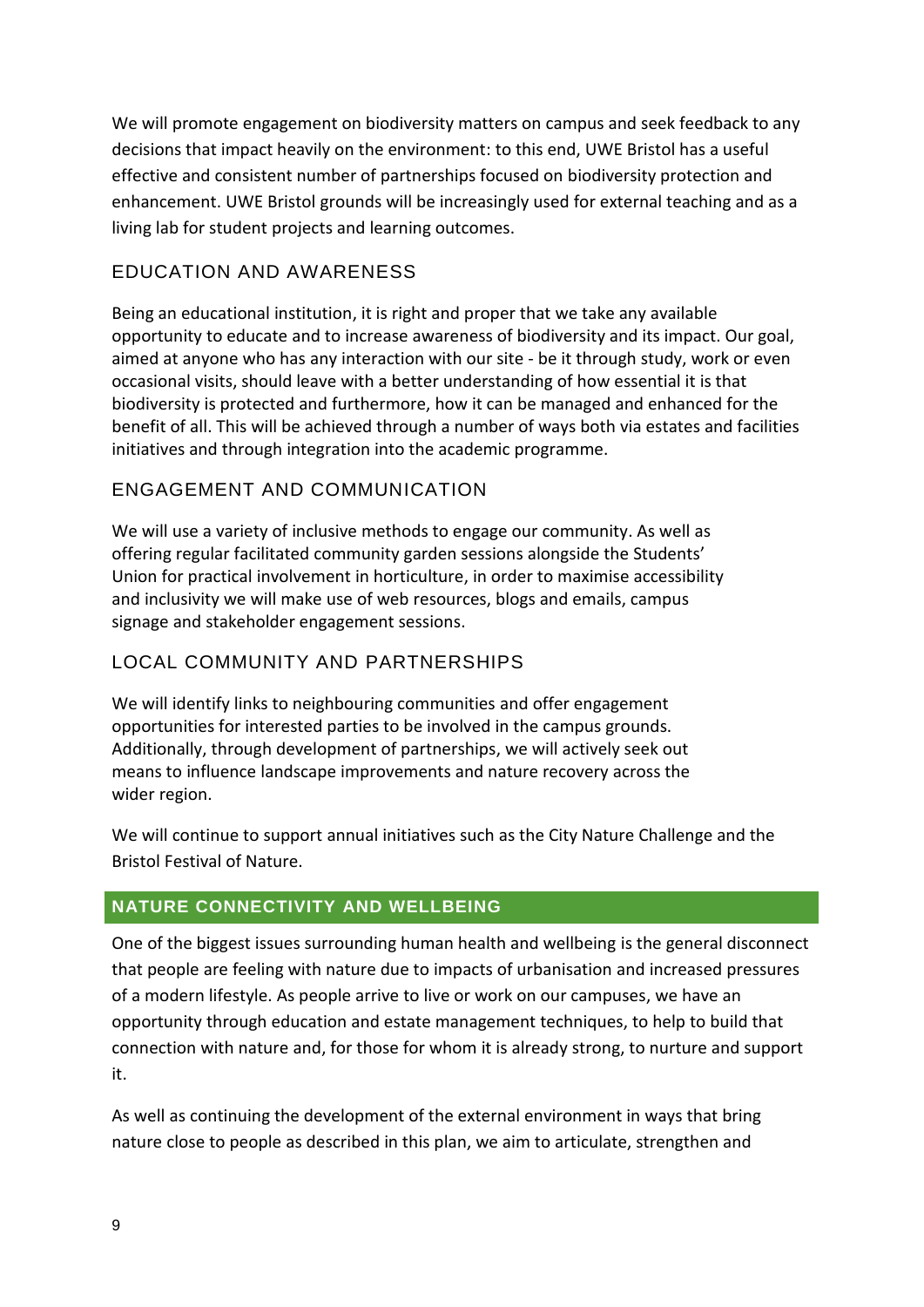We will promote engagement on biodiversity matters on campus and seek feedback to any decisions that impact heavily on the environment: to this end, UWE Bristol has a useful effective and consistent number of partnerships focused on biodiversity protection and enhancement. UWE Bristol grounds will be increasingly used for external teaching and as a living lab for student projects and learning outcomes.

### EDUCATION AND AWARENESS

Being an educational institution, it is right and proper that we take any available opportunity to educate and to increase awareness of biodiversity and its impact. Our goal, aimed at anyone who has any interaction with our site - be it through study, work or even occasional visits, should leave with a better understanding of how essential it is that biodiversity is protected and furthermore, how it can be managed and enhanced for the benefit of all. This will be achieved through a number of ways both via estates and facilities initiatives and through integration into the academic programme.

### ENGAGEMENT AND COMMUNICATION

We will use a variety of inclusive methods to engage our community. As well as offering regular facilitated community garden sessions alongside the Students' Union for practical involvement in horticulture, in order to maximise accessibility and inclusivity we will make use of web resources, blogs and emails, campus signage and stakeholder engagement sessions.

### LOCAL COMMUNITY AND PARTNERSHIPS

We will identify links to neighbouring communities and offer engagement opportunities for interested parties to be involved in the campus grounds. Additionally, through development of partnerships, we will actively seek out means to influence landscape improvements and nature recovery across the wider region.

We will continue to support annual initiatives such as the City Nature Challenge and the Bristol Festival of Nature.

## NATURE CONNECTIVITY AND WELLBEING

One of the biggest issues surrounding human health and wellbeing is the general disconnect that people are feeling with nature due to impacts of urbanisation and increased pressures of a modern lifestyle. As people arrive to live or work on our campuses, we have an opportunity through education and estate management techniques, to help to build that connection with nature and, for those for whom it is already strong, to nurture and support it.

As well as continuing the development of the external environment in ways that bring nature close to people as described in this plan, we aim to articulate, strengthen and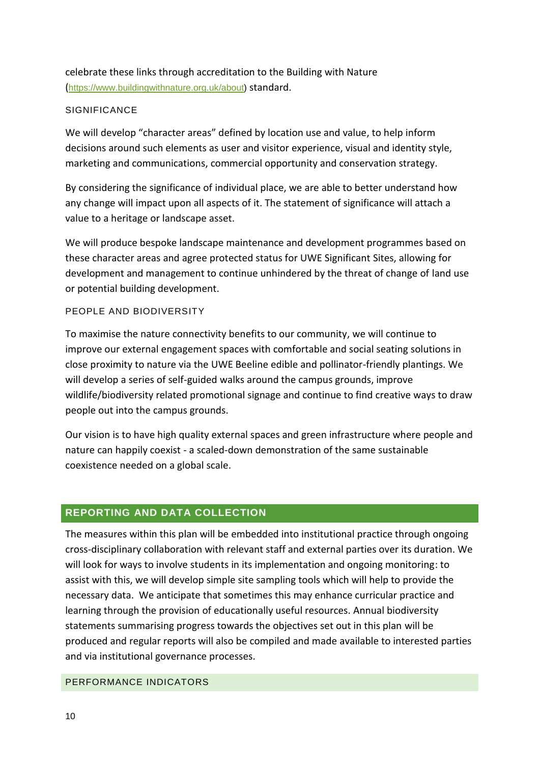celebrate these links through accreditation to the Building with Nature (https://www.buildingwithnature.org.uk/about) standard.

### SIGNIFICANCE

We will develop "character areas" defined by location use and value, to help inform decisions around such elements as user and visitor experience, visual and identity style, marketing and communications, commercial opportunity and conservation strategy.

By considering the significance of individual place, we are able to better understand how any change will impact upon all aspects of it. The statement of significance will attach a value to a heritage or landscape asset.

We will produce bespoke landscape maintenance and development programmes based on these character areas and agree protected status for UWE Significant Sites, allowing for development and management to continue unhindered by the threat of change of land use or potential building development.

### PEOPLE AND BIODIVERSITY

To maximise the nature connectivity benefits to our community, we will continue to improve our external engagement spaces with comfortable and social seating solutions in close proximity to nature via the UWE Beeline edible and pollinator-friendly plantings. We will develop a series of self-guided walks around the campus grounds, improve wildlife/biodiversity related promotional signage and continue to find creative ways to draw people out into the campus grounds.

Our vision is to have high quality external spaces and green infrastructure where people and nature can happily coexist - a scaled-down demonstration of the same sustainable coexistence needed on a global scale.

## REPORTING AND DATA COLLECTION

The measures within this plan will be embedded into institutional practice through ongoing cross-disciplinary collaboration with relevant staff and external parties over its duration. We will look for ways to involve students in its implementation and ongoing monitoring: to assist with this, we will develop simple site sampling tools which will help to provide the necessary data. We anticipate that sometimes this may enhance curricular practice and learning through the provision of educationally useful resources. Annual biodiversity statements summarising progress towards the objectives set out in this plan will be produced and regular reports will also be compiled and made available to interested parties and via institutional governance processes.

### PERFORMANCE INDICATORS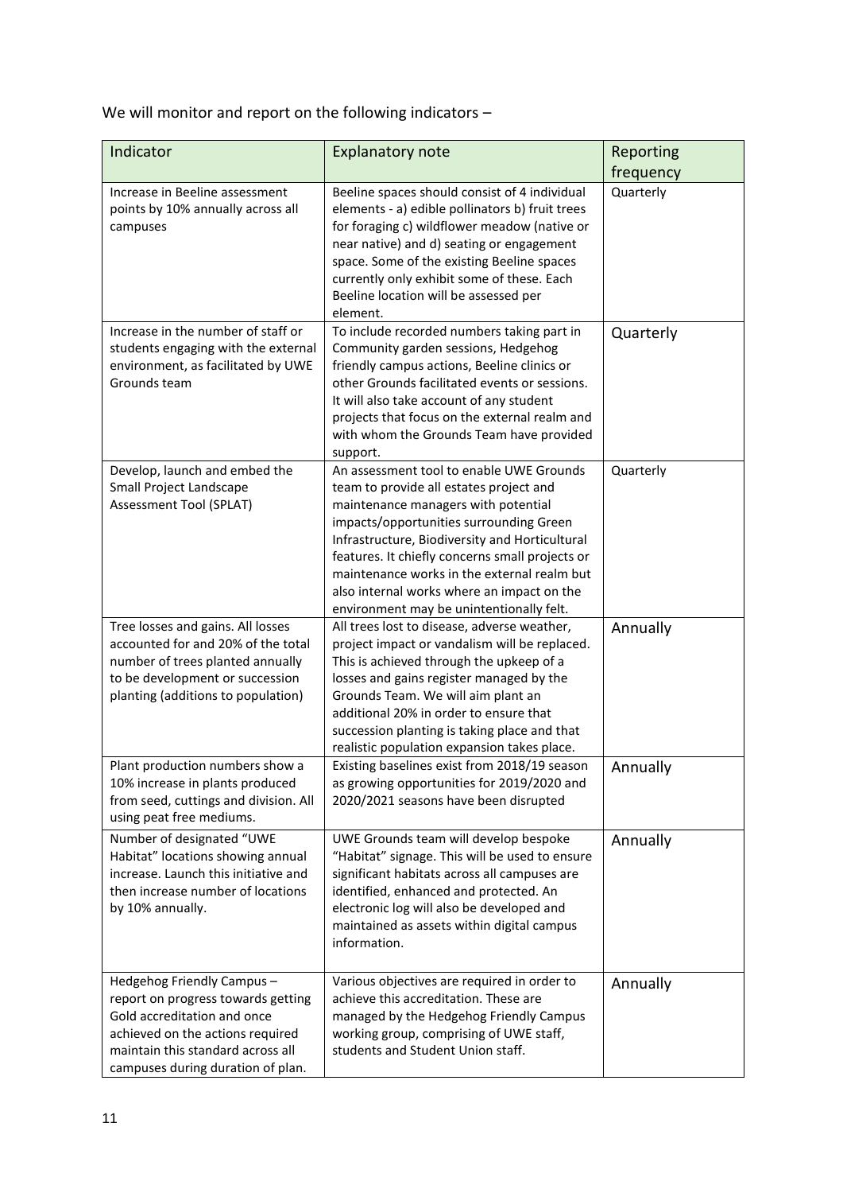We will monitor and report on the following indicators –

| Indicator | Explanatory note | Reporting frequency |
| --- | --- | --- |
| Increase in Beeline assessment points by 10% annually across all campuses | Beeline spaces should consist of 4 individual elements - a) edible pollinators b) fruit trees for foraging c) wildflower meadow (native or near native) and d) seating or engagement space. Some of the existing Beeline spaces currently only exhibit some of these. Each Beeline location will be assessed per element. | Quarterly |
| Increase in the number of staff or students engaging with the external environment, as facilitated by UWE Grounds team | To include recorded numbers taking part in Community garden sessions, Hedgehog friendly campus actions, Beeline clinics or other Grounds facilitated events or sessions. It will also take account of any student projects that focus on the external realm and with whom the Grounds Team have provided support. | Quarterly |
| Develop, launch and embed the Small Project Landscape Assessment Tool (SPLAT) | An assessment tool to enable UWE Grounds team to provide all estates project and maintenance managers with potential impacts/opportunities surrounding Green Infrastructure, Biodiversity and Horticultural features. It chiefly concerns small projects or maintenance works in the external realm but also internal works where an impact on the environment may be unintentionally felt. | Quarterly |
| Tree losses and gains. All losses accounted for and 20% of the total number of trees planted annually to be development or succession planting (additions to population) | All trees lost to disease, adverse weather, project impact or vandalism will be replaced. This is achieved through the upkeep of a losses and gains register managed by the Grounds Team. We will aim plant an additional 20% in order to ensure that succession planting is taking place and that realistic population expansion takes place. | Annually |
| Plant production numbers show a 10% increase in plants produced from seed, cuttings and division. All using peat free mediums. | Existing baselines exist from 2018/19 season as growing opportunities for 2019/2020 and 2020/2021 seasons have been disrupted | Annually |
| Number of designated "UWE Habitat" locations showing annual increase. Launch this initiative and then increase number of locations by 10% annually. | UWE Grounds team will develop bespoke "Habitat" signage. This will be used to ensure significant habitats across all campuses are identified, enhanced and protected. An electronic log will also be developed and maintained as assets within digital campus information. | Annually |
| Hedgehog Friendly Campus – report on progress towards getting Gold accreditation and once achieved on the actions required maintain this standard across all campuses during duration of plan. | Various objectives are required in order to achieve this accreditation. These are managed by the Hedgehog Friendly Campus working group, comprising of UWE staff, students and Student Union staff. | Annually |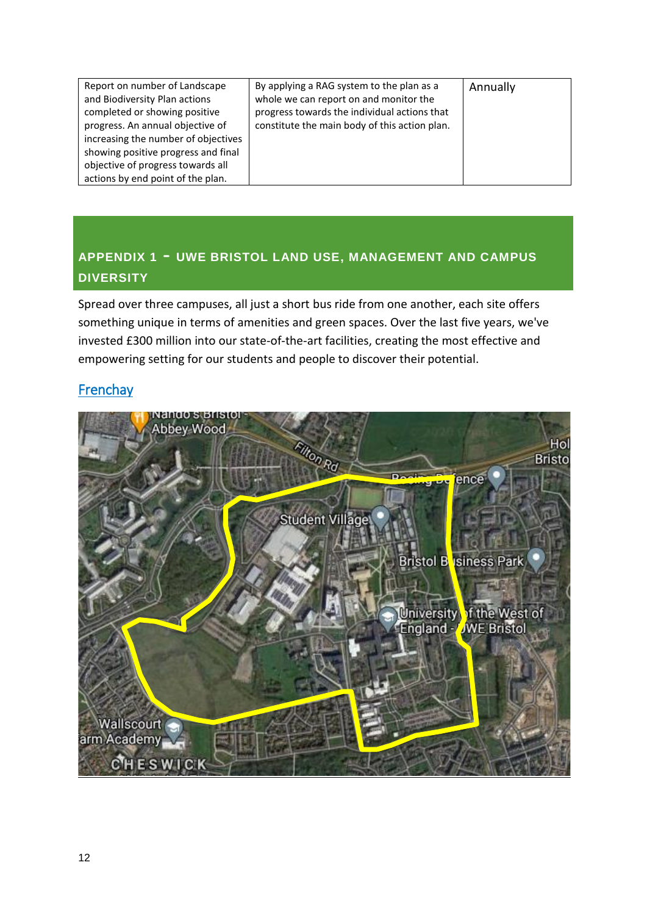| Report on number of Landscape and Biodiversity Plan actions completed or showing positive progress. An annual objective of increasing the number of objectives showing positive progress and final objective of progress towards all actions by end point of the plan. | By applying a RAG system to the plan as a whole we can report on and monitor the progress towards the individual actions that constitute the main body of this action plan. | Annually |
|---|---|---|

## APPENDIX 1 – UWE BRISTOL LAND USE, MANAGEMENT AND CAMPUS DIVERSITY

Spread over three campuses, all just a short bus ride from one another, each site offers something unique in terms of amenities and green spaces. Over the last five years, we've invested £300 million into our state-of-the-art facilities, creating the most effective and empowering setting for our students and people to discover their potential.

### Frenchay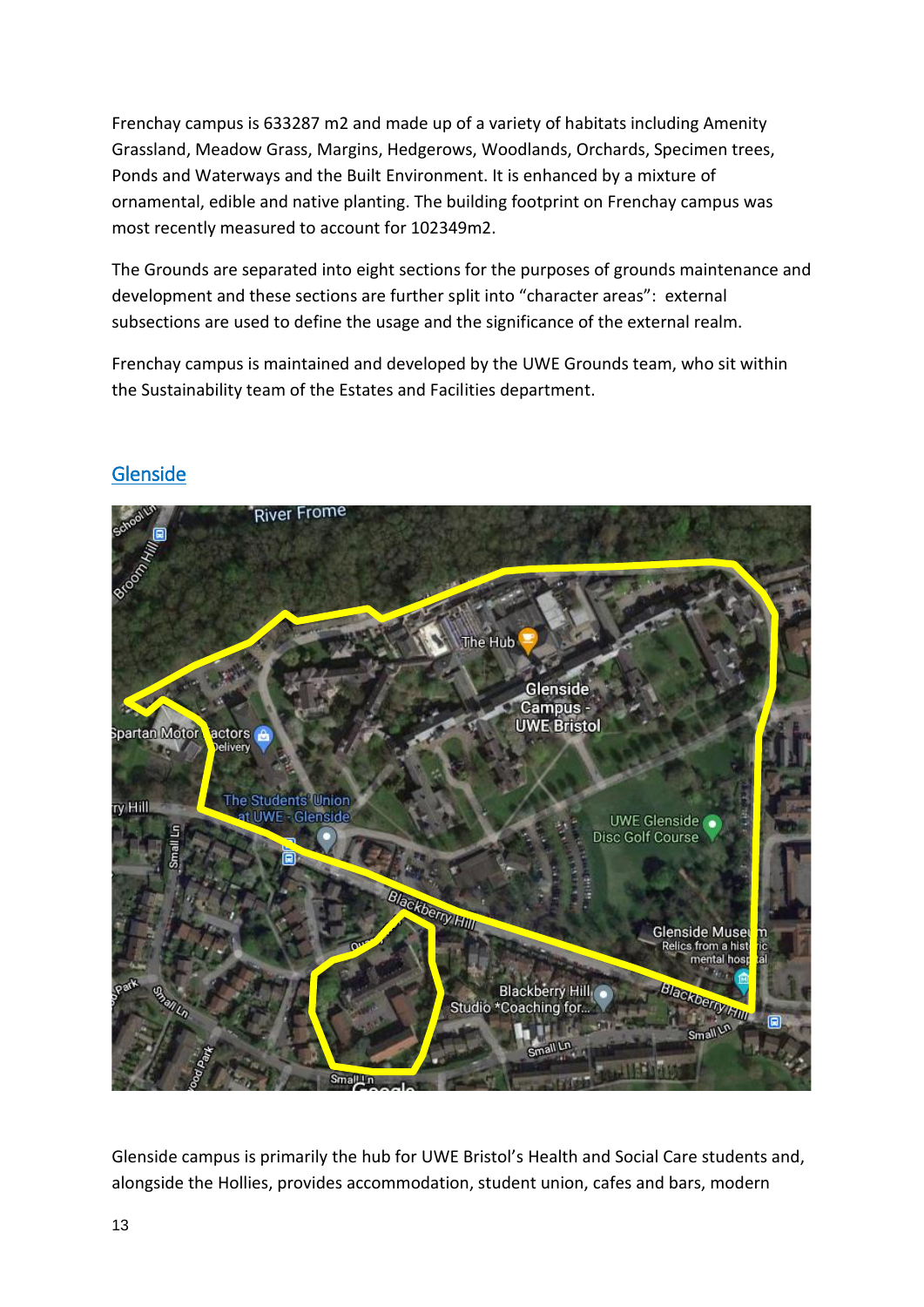Frenchay campus is 633287 m2 and made up of a variety of habitats including Amenity Grassland, Meadow Grass, Margins, Hedgerows, Woodlands, Orchards, Specimen trees, Ponds and Waterways and the Built Environment. It is enhanced by a mixture of ornamental, edible and native planting. The building footprint on Frenchay campus was most recently measured to account for 102349m2.

The Grounds are separated into eight sections for the purposes of grounds maintenance and development and these sections are further split into "character areas": external subsections are used to define the usage and the significance of the external realm.

Frenchay campus is maintained and developed by the UWE Grounds team, who sit within the Sustainability team of the Estates and Facilities department.

## Glenside

Glenside campus is primarily the hub for UWE Bristol's Health and Social Care students and, alongside the Hollies, provides accommodation, student union, cafes and bars, modern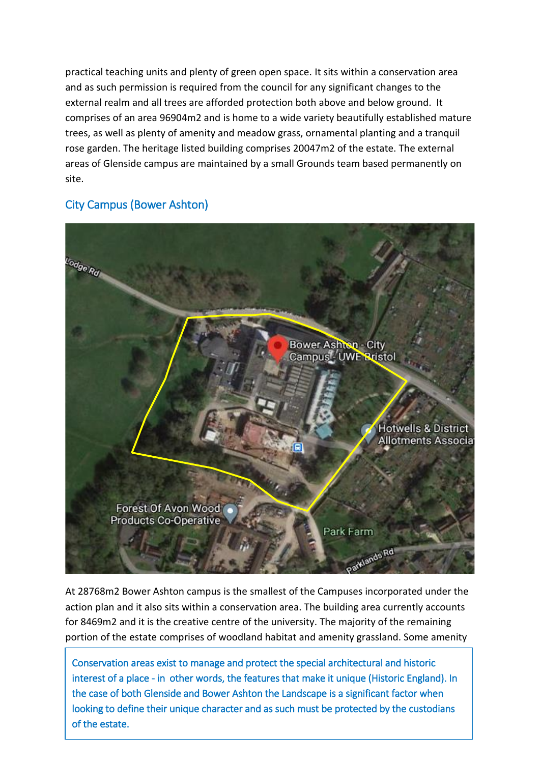practical teaching units and plenty of green open space. It sits within a conservation area and as such permission is required from the council for any significant changes to the external realm and all trees are afforded protection both above and below ground. It comprises of an area 96904m2 and is home to a wide variety beautifully established mature trees, as well as plenty of amenity and meadow grass, ornamental planting and a tranquil rose garden. The heritage listed building comprises 20047m2 of the estate. The external areas of Glenside campus are maintained by a small Grounds team based permanently on site.

## City Campus (Bower Ashton)

At 28768m2 Bower Ashton campus is the smallest of the Campuses incorporated under the action plan and it also sits within a conservation area. The building area currently accounts for 8469m2 and it is the creative centre of the university. The majority of the remaining portion of the estate comprises of woodland habitat and amenity grassland. Some amenity

> Conservation areas exist to manage and protect the special architectural and historic interest of a place - in other words, the features that make it unique (Historic England). In the case of both Glenside and Bower Ashton the Landscape is a significant factor when looking to define their unique character and as such must be protected by the custodians of the estate.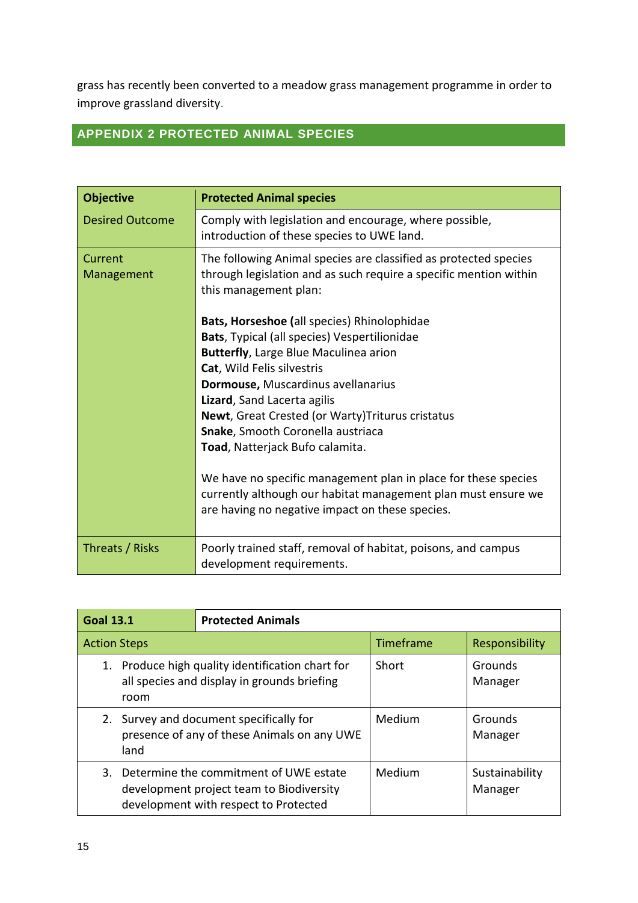grass has recently been converted to a meadow grass management programme in order to improve grassland diversity.

## APPENDIX 2 PROTECTED ANIMAL SPECIES

| **Objective** | **Protected Animal species** |
| --- | --- |
| Desired Outcome | Comply with legislation and encourage, where possible, introduction of these species to UWE land. |
| Current Management | The following Animal species are classified as protected species through legislation and as such require a specific mention within this management plan:<br><br>**Bats, Horseshoe (**all species) Rhinolophidae<br>**Bats**, Typical (all species) Vespertilionidae<br>**Butterfly**, Large Blue Maculinea arion<br>**Cat**, Wild Felis silvestris<br>**Dormouse,** Muscardinus avellanarius<br>**Lizard**, Sand Lacerta agilis<br>**Newt**, Great Crested (or Warty)Triturus cristatus<br>**Snake**, Smooth Coronella austriaca<br>**Toad**, Natterjack Bufo calamita.<br><br>We have no specific management plan in place for these species currently although our habitat management plan must ensure we are having no negative impact on these species. |
| Threats / Risks | Poorly trained staff, removal of habitat, poisons, and campus development requirements. |

| **Goal 13.1** | **Protected Animals** | | |
| --- | --- | --- | --- |
| Action Steps | | Timeframe | Responsibility |
| 1. Produce high quality identification chart for all species and display in grounds briefing room | | Short | Grounds Manager |
| 2. Survey and document specifically for presence of any of these Animals on any UWE land | | Medium | Grounds Manager |
| 3. Determine the commitment of UWE estate development project team to Biodiversity development with respect to Protected | | Medium | Sustainability Manager |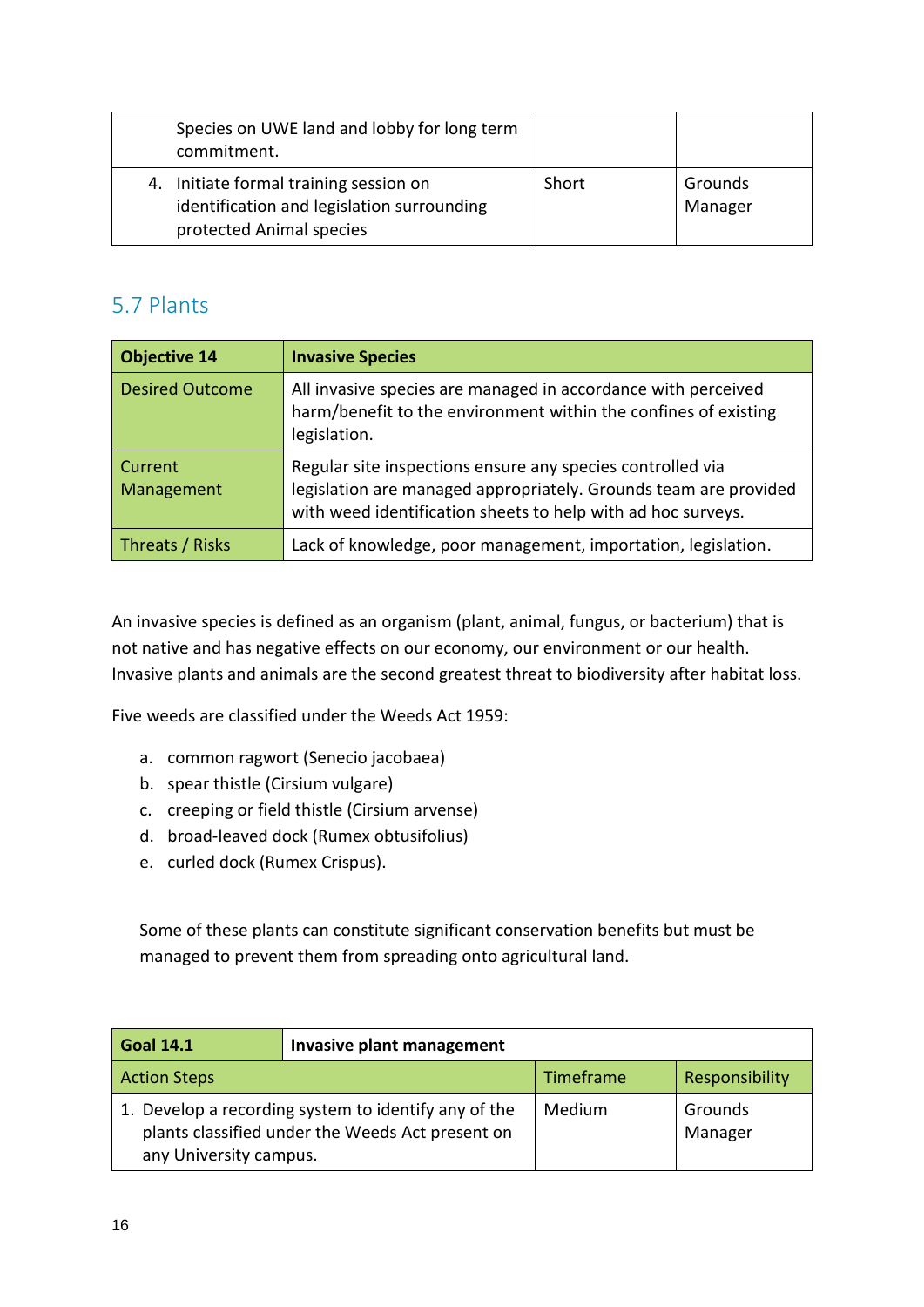| | | |
|---|---|---|
| Species on UWE land and lobby for long term commitment. | | |
| 4. Initiate formal training session on identification and legislation surrounding protected Animal species | Short | Grounds Manager |

## 5.7 Plants

| **Objective 14** | **Invasive Species** |
|---|---|
| Desired Outcome | All invasive species are managed in accordance with perceived harm/benefit to the environment within the confines of existing legislation. |
| Current Management | Regular site inspections ensure any species controlled via legislation are managed appropriately. Grounds team are provided with weed identification sheets to help with ad hoc surveys. |
| Threats / Risks | Lack of knowledge, poor management, importation, legislation. |

An invasive species is defined as an organism (plant, animal, fungus, or bacterium) that is not native and has negative effects on our economy, our environment or our health. Invasive plants and animals are the second greatest threat to biodiversity after habitat loss.

Five weeds are classified under the Weeds Act 1959:

a. common ragwort (Senecio jacobaea)
b. spear thistle (Cirsium vulgare)
c. creeping or field thistle (Cirsium arvense)
d. broad-leaved dock (Rumex obtusifolius)
e. curled dock (Rumex Crispus).

Some of these plants can constitute significant conservation benefits but must be managed to prevent them from spreading onto agricultural land.

| **Goal 14.1** | **Invasive plant management** | |
|---|---|---|
| Action Steps | Timeframe | Responsibility |
| 1. Develop a recording system to identify any of the plants classified under the Weeds Act present on any University campus. | Medium | Grounds Manager |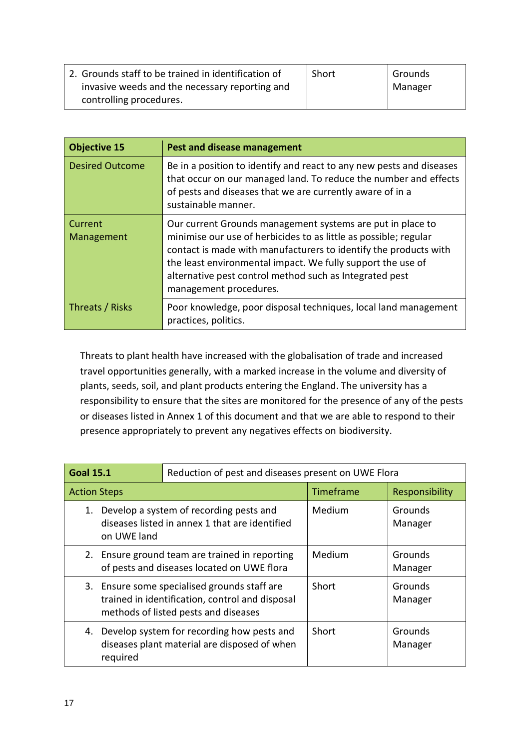| 2. Grounds staff to be trained in identification of invasive weeds and the necessary reporting and controlling procedures. | Short | Grounds Manager |
|---|---|---|

| **Objective 15** | **Pest and disease management** |
|---|---|
| Desired Outcome | Be in a position to identify and react to any new pests and diseases that occur on our managed land. To reduce the number and effects of pests and diseases that we are currently aware of in a sustainable manner. |
| Current Management | Our current Grounds management systems are put in place to minimise our use of herbicides to as little as possible; regular contact is made with manufacturers to identify the products with the least environmental impact. We fully support the use of alternative pest control method such as Integrated pest management procedures. |
| Threats / Risks | Poor knowledge, poor disposal techniques, local land management practices, politics. |

Threats to plant health have increased with the globalisation of trade and increased travel opportunities generally, with a marked increase in the volume and diversity of plants, seeds, soil, and plant products entering the England. The university has a responsibility to ensure that the sites are monitored for the presence of any of the pests or diseases listed in Annex 1 of this document and that we are able to respond to their presence appropriately to prevent any negatives effects on biodiversity.

| **Goal 15.1** | Reduction of pest and diseases present on UWE Flora | |
|---|---|---|
| Action Steps | Timeframe | Responsibility |
| 1. Develop a system of recording pests and diseases listed in annex 1 that are identified on UWE land | Medium | Grounds Manager |
| 2. Ensure ground team are trained in reporting of pests and diseases located on UWE flora | Medium | Grounds Manager |
| 3. Ensure some specialised grounds staff are trained in identification, control and disposal methods of listed pests and diseases | Short | Grounds Manager |
| 4. Develop system for recording how pests and diseases plant material are disposed of when required | Short | Grounds Manager |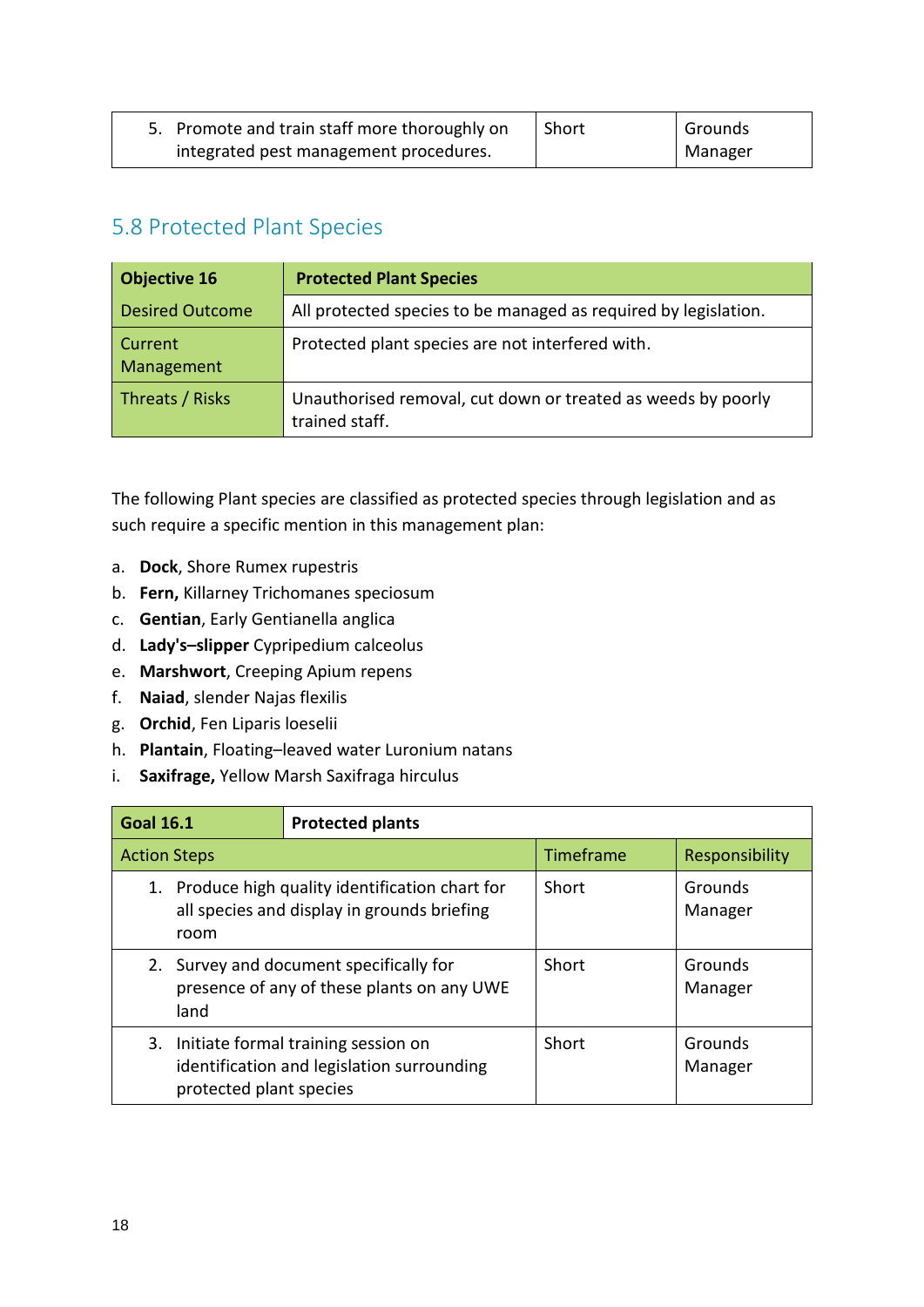| 5. Promote and train staff more thoroughly on integrated pest management procedures. | Short | Grounds Manager |
|---|---|---|

## 5.8 Protected Plant Species

| **Objective 16** | **Protected Plant Species** |
|---|---|
| Desired Outcome | All protected species to be managed as required by legislation. |
| Current Management | Protected plant species are not interfered with. |
| Threats / Risks | Unauthorised removal, cut down or treated as weeds by poorly trained staff. |

The following Plant species are classified as protected species through legislation and as such require a specific mention in this management plan:

a. **Dock**, Shore Rumex rupestris
b. **Fern,** Killarney Trichomanes speciosum
c. **Gentian**, Early Gentianella anglica
d. **Lady's–slipper** Cypripedium calceolus
e. **Marshwort**, Creeping Apium repens
f. **Naiad**, slender Najas flexilis
g. **Orchid**, Fen Liparis loeselii
h. **Plantain**, Floating–leaved water Luronium natans
i. **Saxifrage,** Yellow Marsh Saxifraga hirculus

| **Goal 16.1** | **Protected plants** | |
|---|---|---|
| Action Steps | Timeframe | Responsibility |
| 1. Produce high quality identification chart for all species and display in grounds briefing room | Short | Grounds Manager |
| 2. Survey and document specifically for presence of any of these plants on any UWE land | Short | Grounds Manager |
| 3. Initiate formal training session on identification and legislation surrounding protected plant species | Short | Grounds Manager |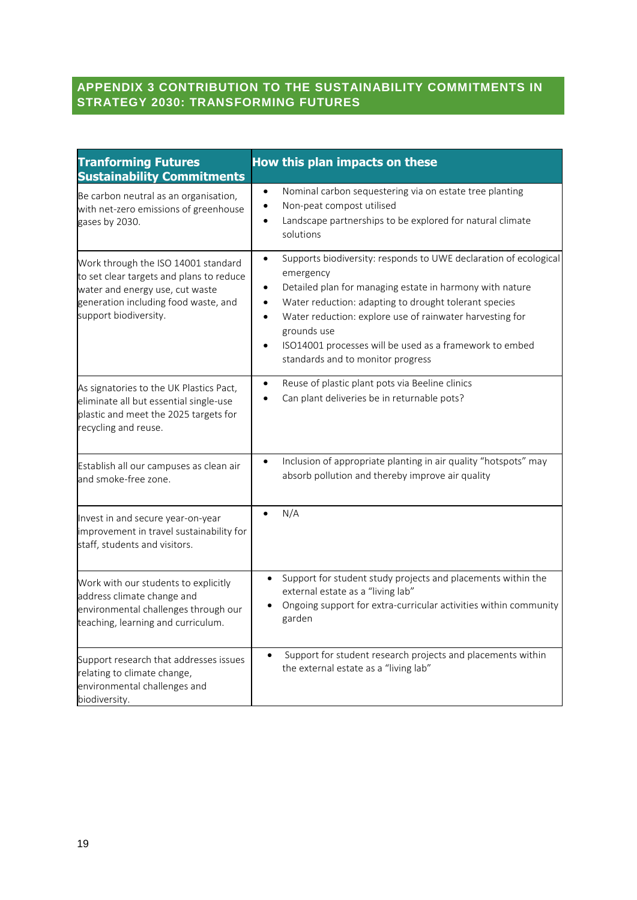## APPENDIX 3 CONTRIBUTION TO THE SUSTAINABILITY COMMITMENTS IN STRATEGY 2030: TRANSFORMING FUTURES

| Tranforming Futures Sustainability Commitments | How this plan impacts on these |
|---|---|
| Be carbon neutral as an organisation, with net-zero emissions of greenhouse gases by 2030. | • Nominal carbon sequestering via on estate tree planting<br>• Non-peat compost utilised<br>• Landscape partnerships to be explored for natural climate solutions |
| Work through the ISO 14001 standard to set clear targets and plans to reduce water and energy use, cut waste generation including food waste, and support biodiversity. | • Supports biodiversity: responds to UWE declaration of ecological emergency<br>• Detailed plan for managing estate in harmony with nature<br>• Water reduction: adapting to drought tolerant species<br>• Water reduction: explore use of rainwater harvesting for grounds use<br>• ISO14001 processes will be used as a framework to embed standards and to monitor progress |
| As signatories to the UK Plastics Pact, eliminate all but essential single-use plastic and meet the 2025 targets for recycling and reuse. | • Reuse of plastic plant pots via Beeline clinics<br>• Can plant deliveries be in returnable pots? |
| Establish all our campuses as clean air and smoke-free zone. | • Inclusion of appropriate planting in air quality "hotspots" may absorb pollution and thereby improve air quality |
| Invest in and secure year-on-year improvement in travel sustainability for staff, students and visitors. | • N/A |
| Work with our students to explicitly address climate change and environmental challenges through our teaching, learning and curriculum. | • Support for student study projects and placements within the external estate as a "living lab"<br>• Ongoing support for extra-curricular activities within community garden |
| Support research that addresses issues relating to climate change, environmental challenges and biodiversity. | • Support for student research projects and placements within the external estate as a "living lab" |